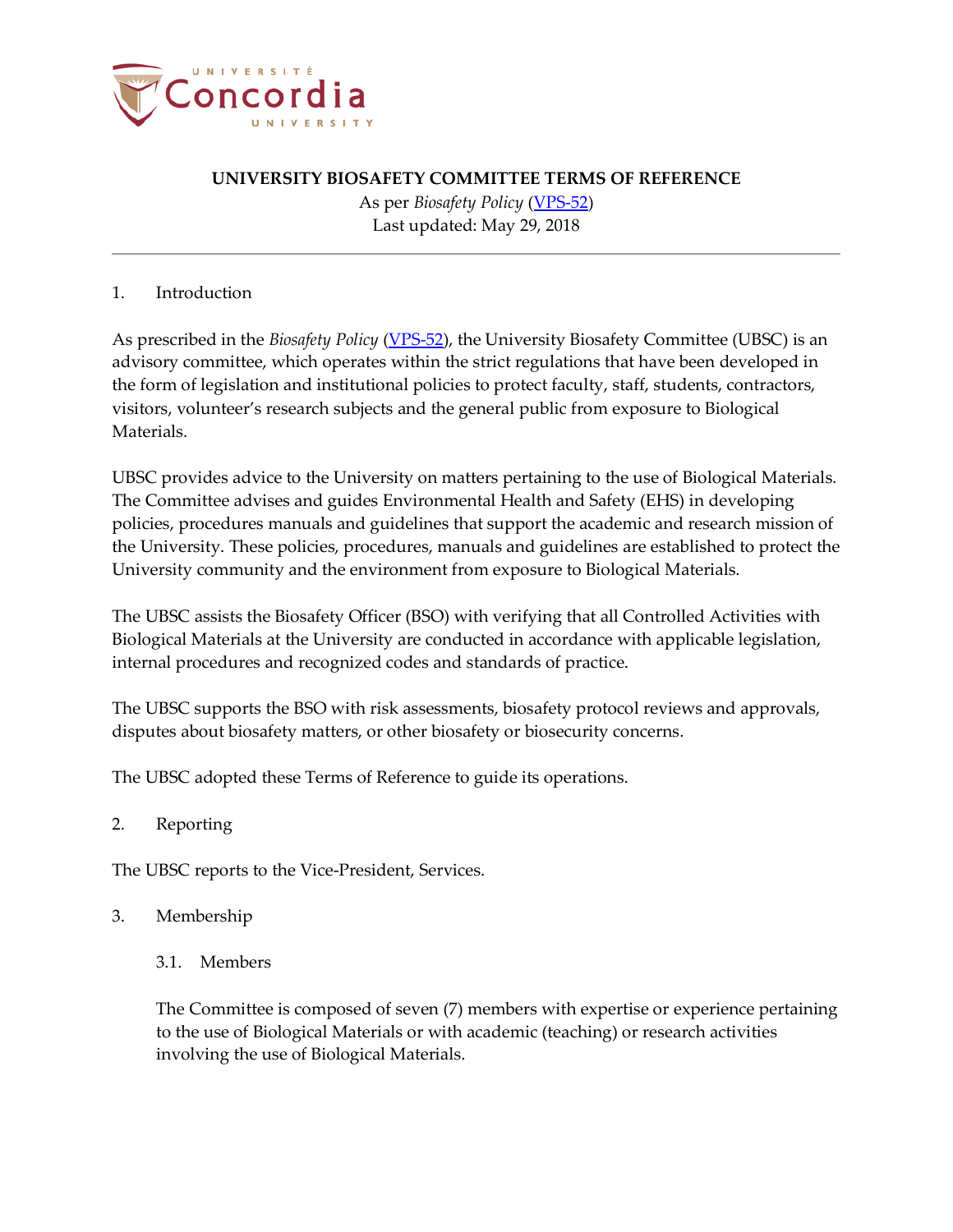# UNIVERSITY BIOSAFETY COMMITTEE TERMS OF REFERENCE

As per *Biosafety Policy* (VPS-52)
Last updated: May 29, 2018

---

## 1. Introduction

As prescribed in the *Biosafety Policy* (VPS-52), the University Biosafety Committee (UBSC) is an advisory committee, which operates within the strict regulations that have been developed in the form of legislation and institutional policies to protect faculty, staff, students, contractors, visitors, volunteer's research subjects and the general public from exposure to Biological Materials.

UBSC provides advice to the University on matters pertaining to the use of Biological Materials. The Committee advises and guides Environmental Health and Safety (EHS) in developing policies, procedures manuals and guidelines that support the academic and research mission of the University. These policies, procedures, manuals and guidelines are established to protect the University community and the environment from exposure to Biological Materials.

The UBSC assists the Biosafety Officer (BSO) with verifying that all Controlled Activities with Biological Materials at the University are conducted in accordance with applicable legislation, internal procedures and recognized codes and standards of practice.

The UBSC supports the BSO with risk assessments, biosafety protocol reviews and approvals, disputes about biosafety matters, or other biosafety or biosecurity concerns.

The UBSC adopted these Terms of Reference to guide its operations.

## 2. Reporting

The UBSC reports to the Vice-President, Services.

## 3. Membership

### 3.1. Members

The Committee is composed of seven (7) members with expertise or experience pertaining to the use of Biological Materials or with academic (teaching) or research activities involving the use of Biological Materials.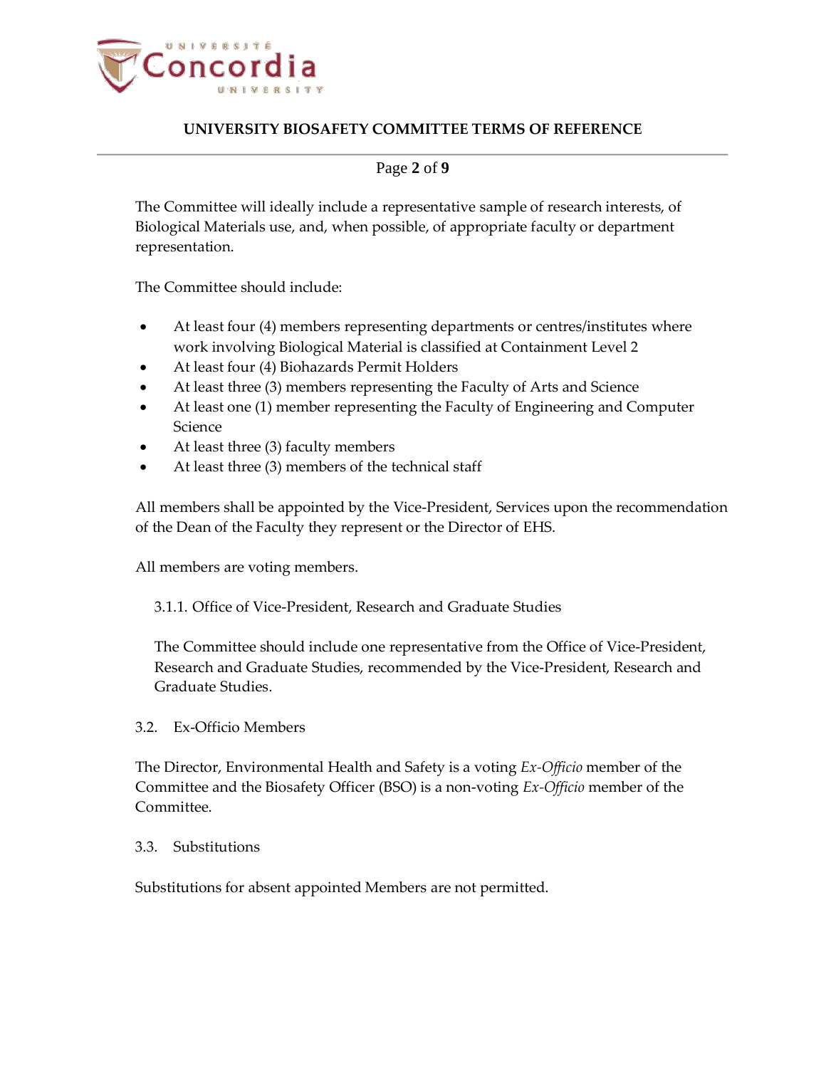The Committee will ideally include a representative sample of research interests, of Biological Materials use, and, when possible, of appropriate faculty or department representation.

The Committee should include:

- At least four (4) members representing departments or centres/institutes where work involving Biological Material is classified at Containment Level 2
- At least four (4) Biohazards Permit Holders
- At least three (3) members representing the Faculty of Arts and Science
- At least one (1) member representing the Faculty of Engineering and Computer Science
- At least three (3) faculty members
- At least three (3) members of the technical staff

All members shall be appointed by the Vice-President, Services upon the recommendation of the Dean of the Faculty they represent or the Director of EHS.

All members are voting members.

#### 3.1.1. Office of Vice-President, Research and Graduate Studies

The Committee should include one representative from the Office of Vice-President, Research and Graduate Studies, recommended by the Vice-President, Research and Graduate Studies.

### 3.2. Ex-Officio Members

The Director, Environmental Health and Safety is a voting *Ex-Officio* member of the Committee and the Biosafety Officer (BSO) is a non-voting *Ex-Officio* member of the Committee.

### 3.3. Substitutions

Substitutions for absent appointed Members are not permitted.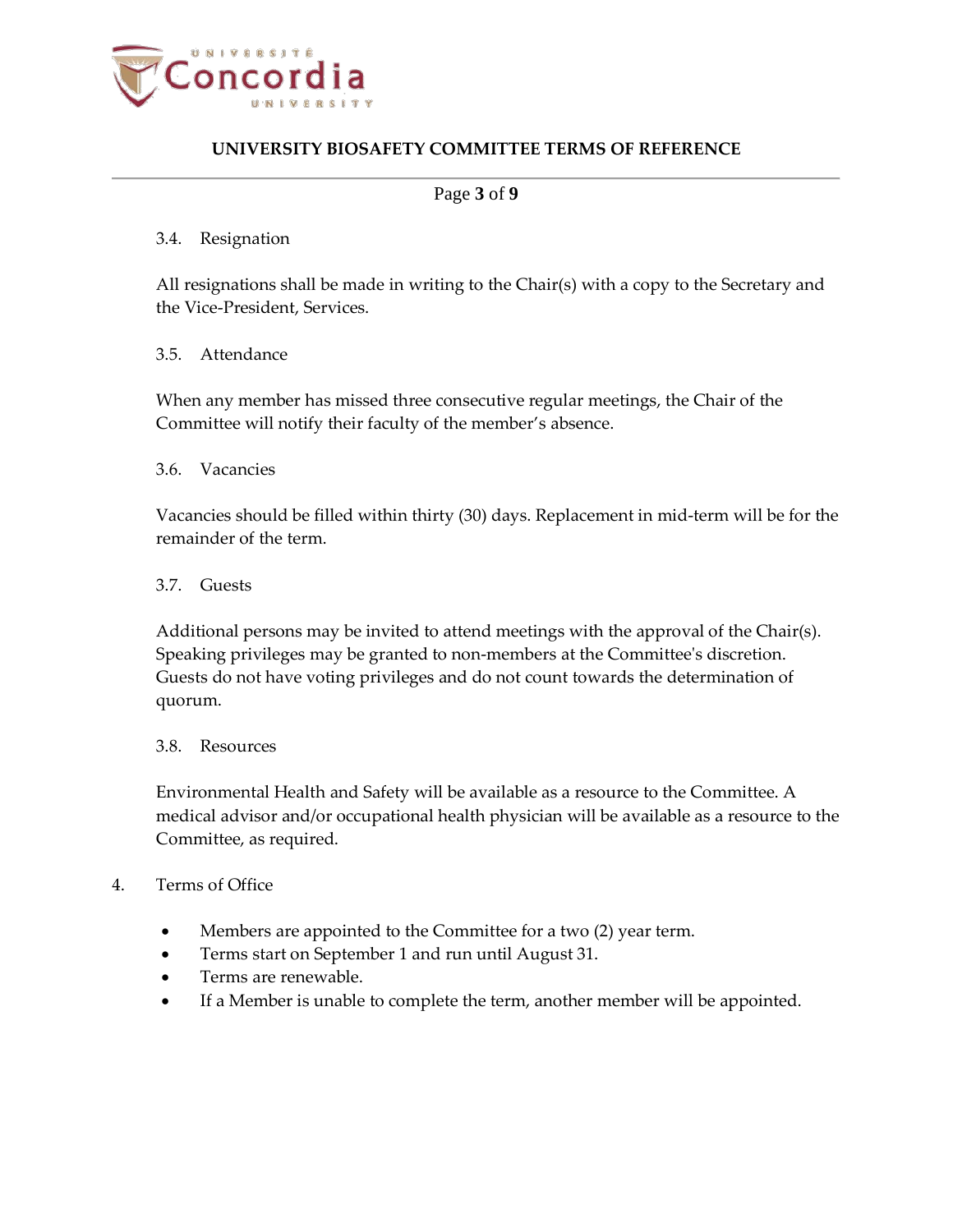### 3.4. Resignation

All resignations shall be made in writing to the Chair(s) with a copy to the Secretary and the Vice-President, Services.

### 3.5. Attendance

When any member has missed three consecutive regular meetings, the Chair of the Committee will notify their faculty of the member's absence.

### 3.6. Vacancies

Vacancies should be filled within thirty (30) days. Replacement in mid-term will be for the remainder of the term.

### 3.7. Guests

Additional persons may be invited to attend meetings with the approval of the Chair(s). Speaking privileges may be granted to non-members at the Committee's discretion. Guests do not have voting privileges and do not count towards the determination of quorum.

### 3.8. Resources

Environmental Health and Safety will be available as a resource to the Committee. A medical advisor and/or occupational health physician will be available as a resource to the Committee, as required.

## 4. Terms of Office

- Members are appointed to the Committee for a two (2) year term.
- Terms start on September 1 and run until August 31.
- Terms are renewable.
- If a Member is unable to complete the term, another member will be appointed.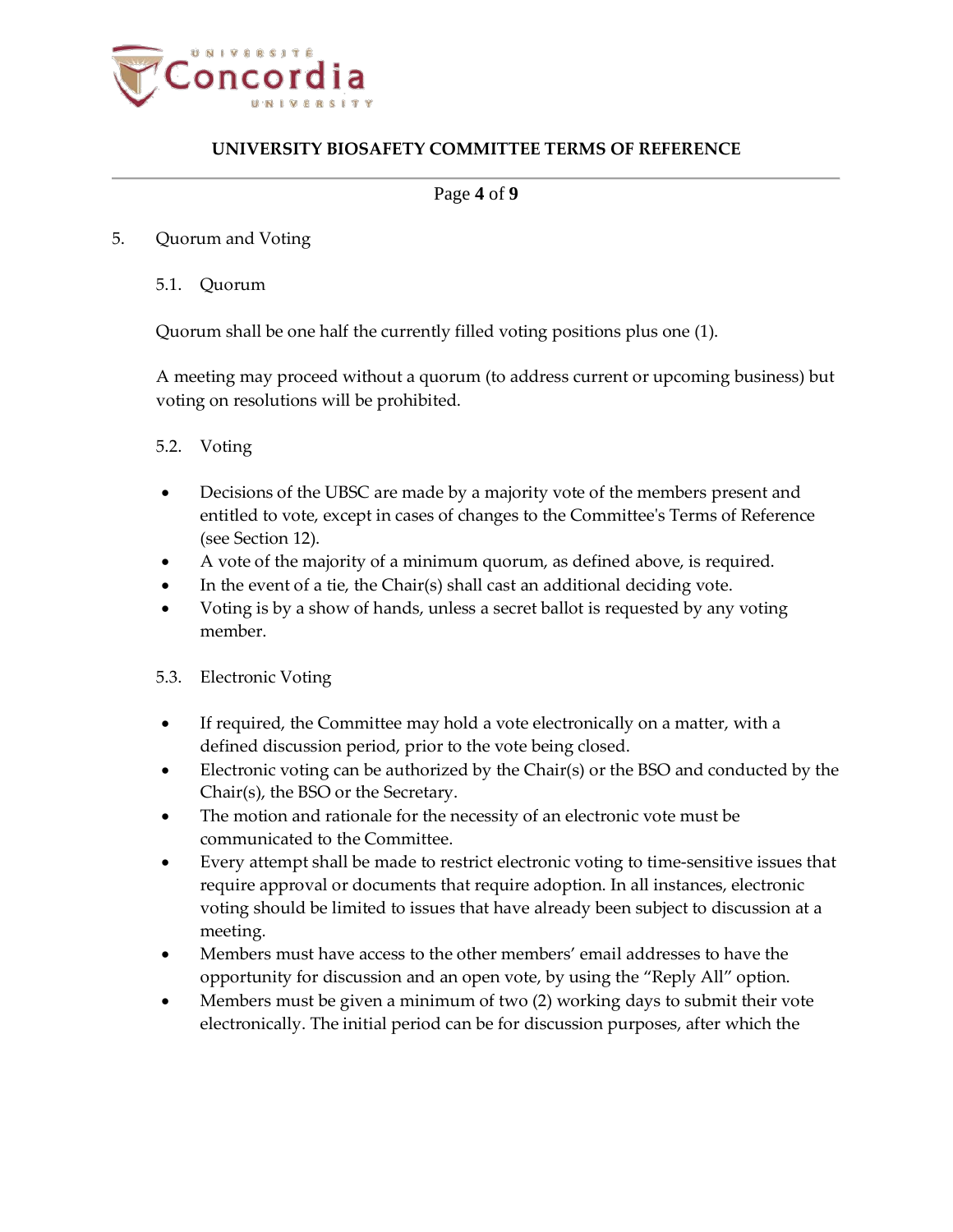## 5. Quorum and Voting

### 5.1. Quorum

Quorum shall be one half the currently filled voting positions plus one (1).

A meeting may proceed without a quorum (to address current or upcoming business) but voting on resolutions will be prohibited.

### 5.2. Voting

- Decisions of the UBSC are made by a majority vote of the members present and entitled to vote, except in cases of changes to the Committee's Terms of Reference (see Section 12).
- A vote of the majority of a minimum quorum, as defined above, is required.
- In the event of a tie, the Chair(s) shall cast an additional deciding vote.
- Voting is by a show of hands, unless a secret ballot is requested by any voting member.

### 5.3. Electronic Voting

- If required, the Committee may hold a vote electronically on a matter, with a defined discussion period, prior to the vote being closed.
- Electronic voting can be authorized by the Chair(s) or the BSO and conducted by the Chair(s), the BSO or the Secretary.
- The motion and rationale for the necessity of an electronic vote must be communicated to the Committee.
- Every attempt shall be made to restrict electronic voting to time-sensitive issues that require approval or documents that require adoption. In all instances, electronic voting should be limited to issues that have already been subject to discussion at a meeting.
- Members must have access to the other members' email addresses to have the opportunity for discussion and an open vote, by using the "Reply All" option.
- Members must be given a minimum of two (2) working days to submit their vote electronically. The initial period can be for discussion purposes, after which the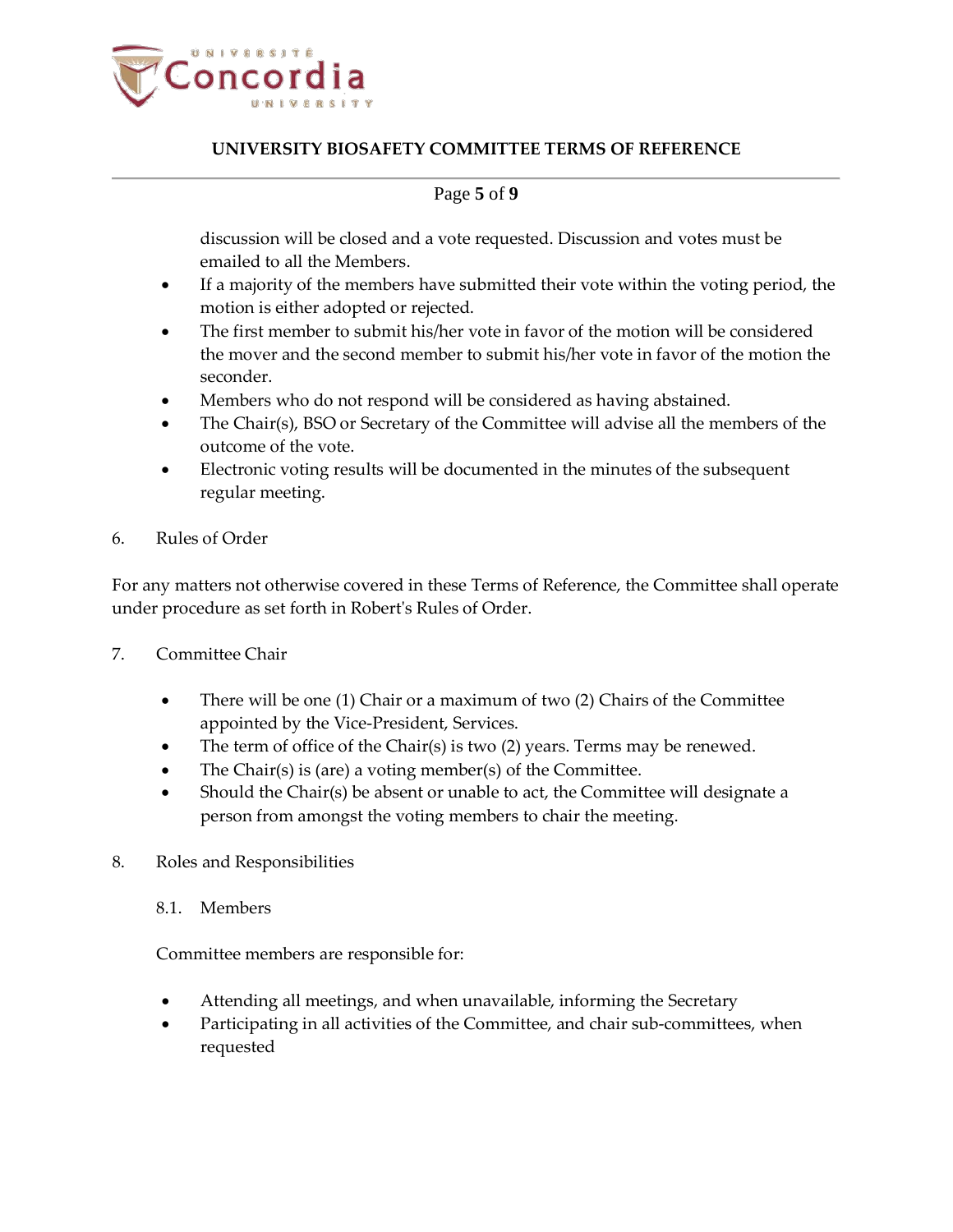discussion will be closed and a vote requested. Discussion and votes must be emailed to all the Members.

- If a majority of the members have submitted their vote within the voting period, the motion is either adopted or rejected.
- The first member to submit his/her vote in favor of the motion will be considered the mover and the second member to submit his/her vote in favor of the motion the seconder.
- Members who do not respond will be considered as having abstained.
- The Chair(s), BSO or Secretary of the Committee will advise all the members of the outcome of the vote.
- Electronic voting results will be documented in the minutes of the subsequent regular meeting.

## 6. Rules of Order

For any matters not otherwise covered in these Terms of Reference, the Committee shall operate under procedure as set forth in Robert's Rules of Order.

## 7. Committee Chair

- There will be one (1) Chair or a maximum of two (2) Chairs of the Committee appointed by the Vice-President, Services.
- The term of office of the Chair(s) is two (2) years. Terms may be renewed.
- The Chair(s) is (are) a voting member(s) of the Committee.
- Should the Chair(s) be absent or unable to act, the Committee will designate a person from amongst the voting members to chair the meeting.

## 8. Roles and Responsibilities

### 8.1. Members

Committee members are responsible for:

- Attending all meetings, and when unavailable, informing the Secretary
- Participating in all activities of the Committee, and chair sub-committees, when requested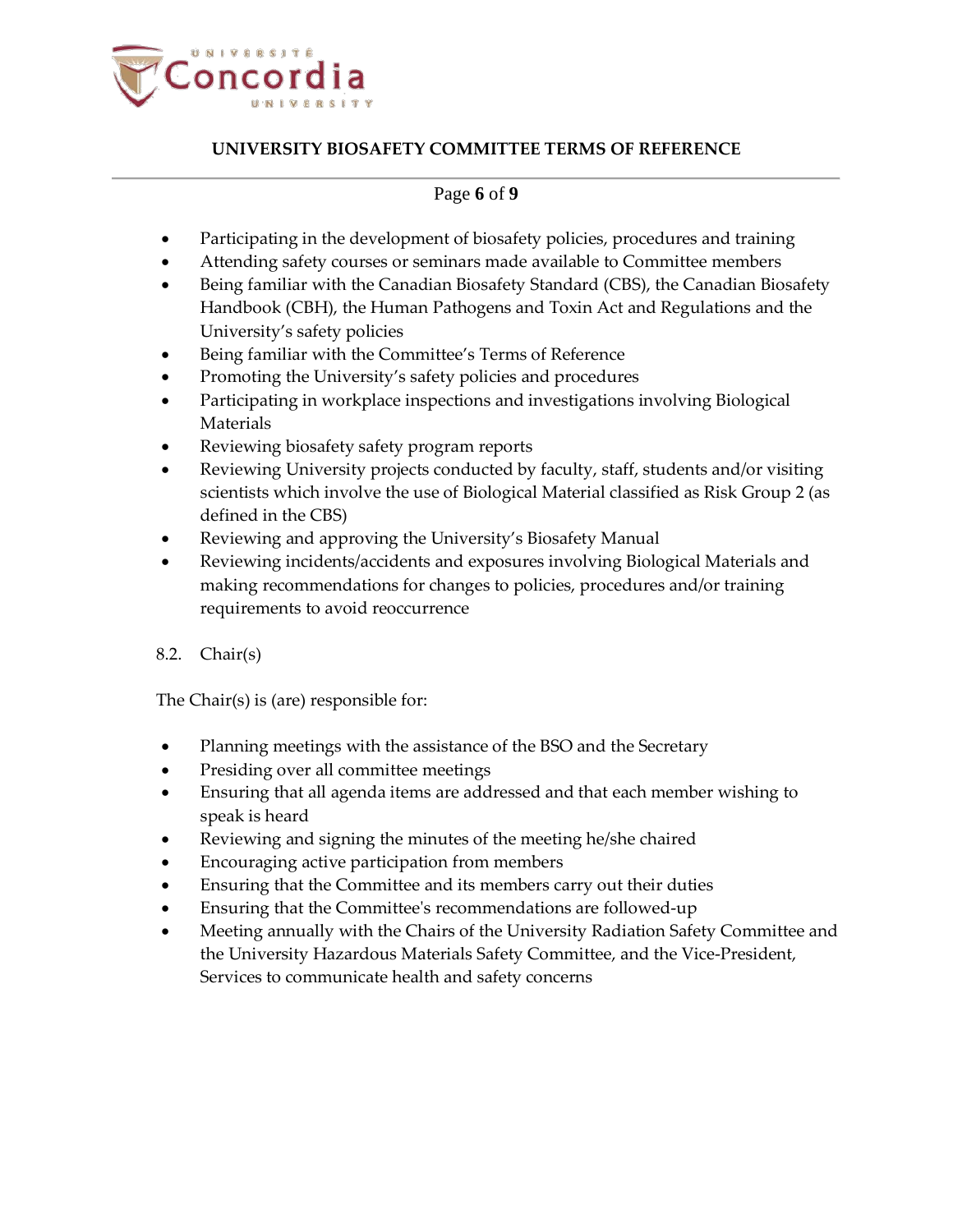- Participating in the development of biosafety policies, procedures and training
- Attending safety courses or seminars made available to Committee members
- Being familiar with the Canadian Biosafety Standard (CBS), the Canadian Biosafety Handbook (CBH), the Human Pathogens and Toxin Act and Regulations and the University's safety policies
- Being familiar with the Committee's Terms of Reference
- Promoting the University's safety policies and procedures
- Participating in workplace inspections and investigations involving Biological Materials
- Reviewing biosafety safety program reports
- Reviewing University projects conducted by faculty, staff, students and/or visiting scientists which involve the use of Biological Material classified as Risk Group 2 (as defined in the CBS)
- Reviewing and approving the University's Biosafety Manual
- Reviewing incidents/accidents and exposures involving Biological Materials and making recommendations for changes to policies, procedures and/or training requirements to avoid reoccurrence

8.2. Chair(s)

The Chair(s) is (are) responsible for:

- Planning meetings with the assistance of the BSO and the Secretary
- Presiding over all committee meetings
- Ensuring that all agenda items are addressed and that each member wishing to speak is heard
- Reviewing and signing the minutes of the meeting he/she chaired
- Encouraging active participation from members
- Ensuring that the Committee and its members carry out their duties
- Ensuring that the Committee's recommendations are followed-up
- Meeting annually with the Chairs of the University Radiation Safety Committee and the University Hazardous Materials Safety Committee, and the Vice-President, Services to communicate health and safety concerns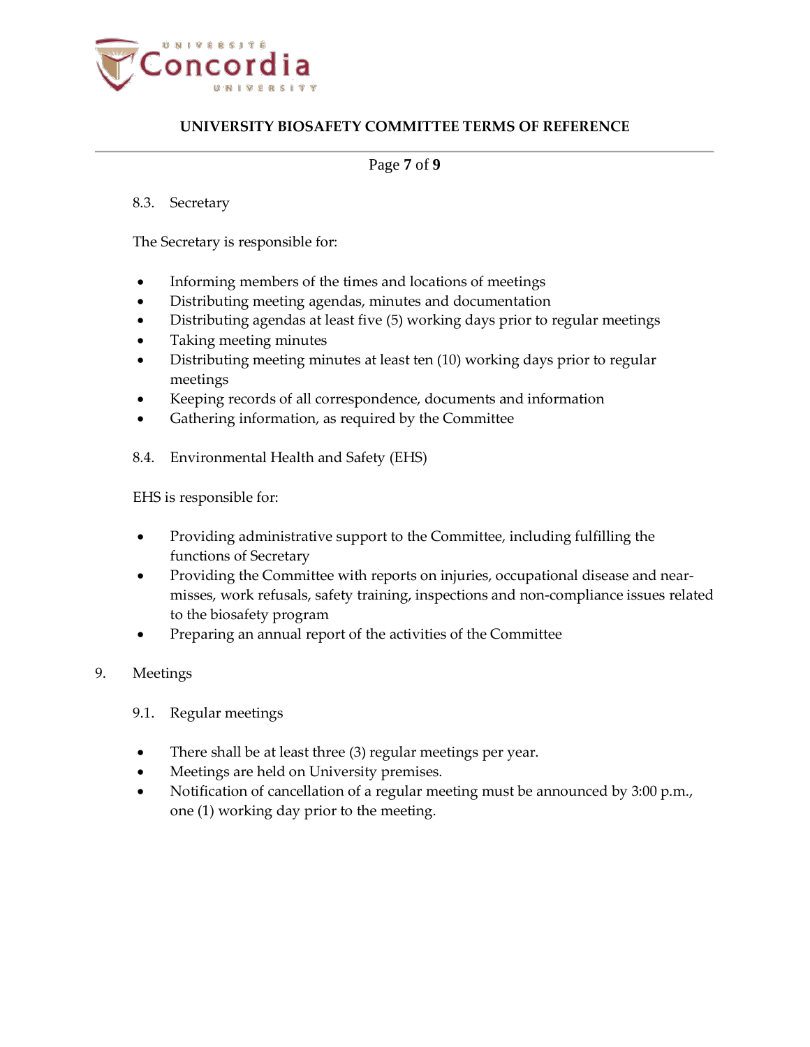### 8.3. Secretary

The Secretary is responsible for:

- Informing members of the times and locations of meetings
- Distributing meeting agendas, minutes and documentation
- Distributing agendas at least five (5) working days prior to regular meetings
- Taking meeting minutes
- Distributing meeting minutes at least ten (10) working days prior to regular meetings
- Keeping records of all correspondence, documents and information
- Gathering information, as required by the Committee

### 8.4. Environmental Health and Safety (EHS)

EHS is responsible for:

- Providing administrative support to the Committee, including fulfilling the functions of Secretary
- Providing the Committee with reports on injuries, occupational disease and near-misses, work refusals, safety training, inspections and non-compliance issues related to the biosafety program
- Preparing an annual report of the activities of the Committee

## 9. Meetings

### 9.1. Regular meetings

- There shall be at least three (3) regular meetings per year.
- Meetings are held on University premises.
- Notification of cancellation of a regular meeting must be announced by 3:00 p.m., one (1) working day prior to the meeting.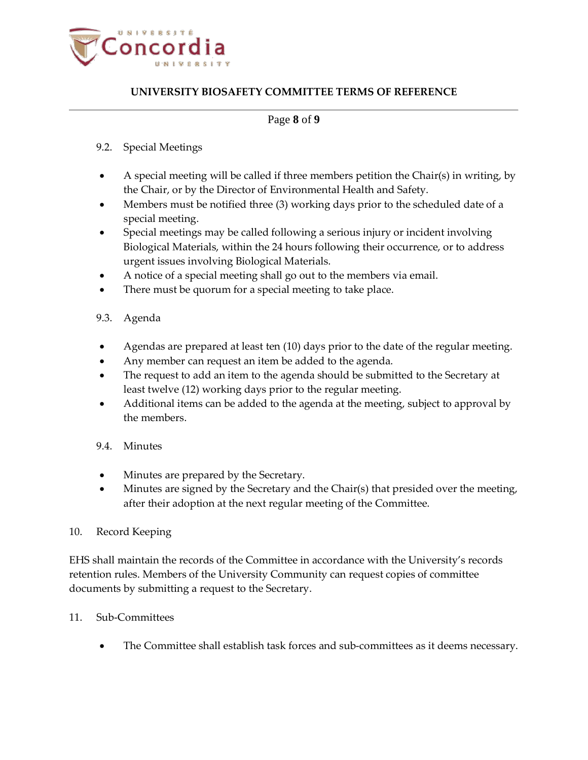### 9.2. Special Meetings

- A special meeting will be called if three members petition the Chair(s) in writing, by the Chair, or by the Director of Environmental Health and Safety.
- Members must be notified three (3) working days prior to the scheduled date of a special meeting.
- Special meetings may be called following a serious injury or incident involving Biological Materials, within the 24 hours following their occurrence, or to address urgent issues involving Biological Materials.
- A notice of a special meeting shall go out to the members via email.
- There must be quorum for a special meeting to take place.

### 9.3. Agenda

- Agendas are prepared at least ten (10) days prior to the date of the regular meeting.
- Any member can request an item be added to the agenda.
- The request to add an item to the agenda should be submitted to the Secretary at least twelve (12) working days prior to the regular meeting.
- Additional items can be added to the agenda at the meeting, subject to approval by the members.

### 9.4. Minutes

- Minutes are prepared by the Secretary.
- Minutes are signed by the Secretary and the Chair(s) that presided over the meeting, after their adoption at the next regular meeting of the Committee.

## 10. Record Keeping

EHS shall maintain the records of the Committee in accordance with the University's records retention rules. Members of the University Community can request copies of committee documents by submitting a request to the Secretary.

## 11. Sub-Committees

- The Committee shall establish task forces and sub-committees as it deems necessary.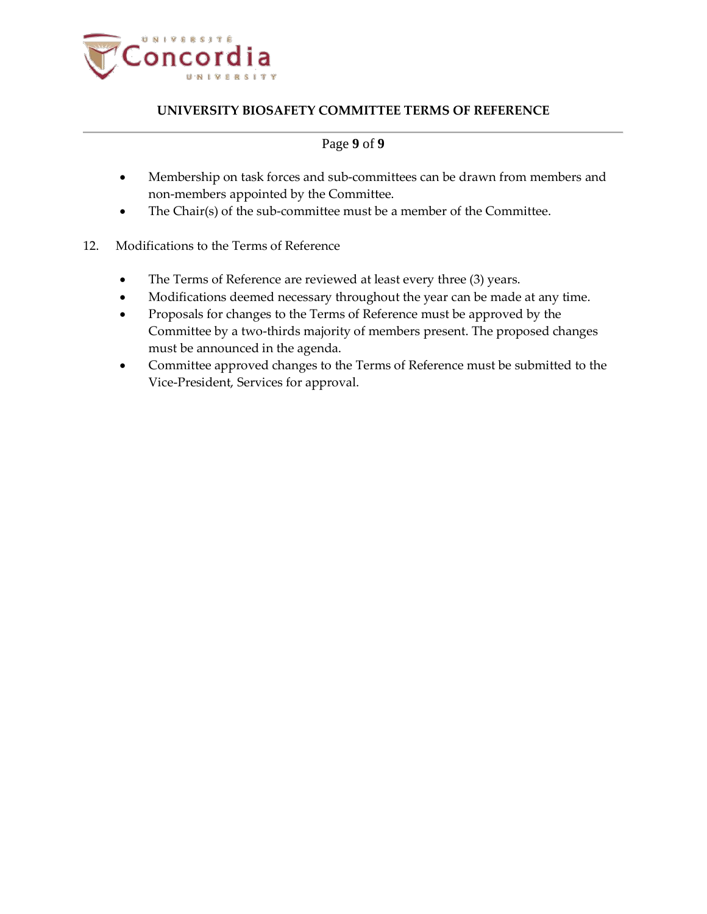- Membership on task forces and sub-committees can be drawn from members and non-members appointed by the Committee.
- The Chair(s) of the sub-committee must be a member of the Committee.

12. Modifications to the Terms of Reference

- The Terms of Reference are reviewed at least every three (3) years.
- Modifications deemed necessary throughout the year can be made at any time.
- Proposals for changes to the Terms of Reference must be approved by the Committee by a two-thirds majority of members present. The proposed changes must be announced in the agenda.
- Committee approved changes to the Terms of Reference must be submitted to the Vice-President, Services for approval.